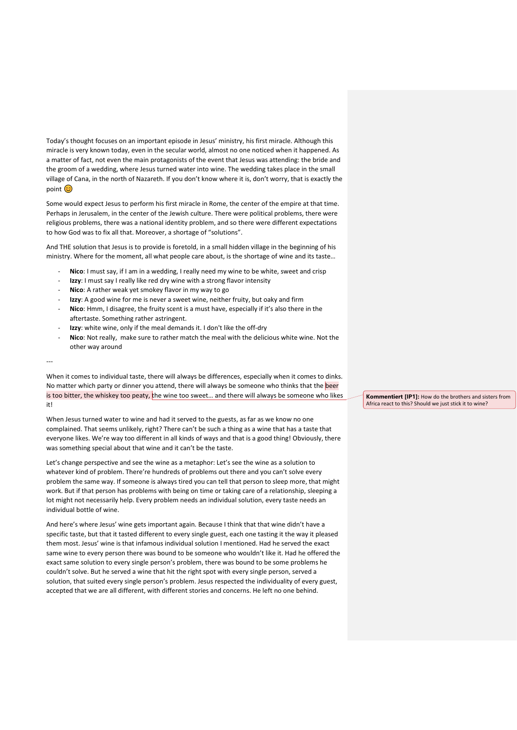Today's thought focuses on an important episode in Jesus' ministry, his first miracle. Although this miracle is very known today, even in the secular world, almost no one noticed when it happened. As a matter of fact, not even the main protagonists of the event that Jesus was attending: the bride and the groom of a wedding, where Jesus turned water into wine. The wedding takes place in the small village of Cana, in the north of Nazareth. If you don't know where it is, don't worry, that is exactly the point 😊

Some would expect Jesus to perform his first miracle in Rome, the center of the empire at that time. Perhaps in Jerusalem, in the center of the Jewish culture. There were political problems, there were religious problems, there was a national identity problem, and so there were different expectations to how God was to fix all that. Moreover, a shortage of "solutions".

And THE solution that Jesus is to provide is foretold, in a small hidden village in the beginning of his ministry. Where for the moment, all what people care about, is the shortage of wine and its taste…

- **Nico**: I must say, if I am in a wedding, I really need my wine to be white, sweet and crisp
- **Izzy**: I must say I really like red dry wine with a strong flavor intensity
- **Nico**: A rather weak yet smokey flavor in my way to go
- **Izzy**: A good wine for me is never a sweet wine, neither fruity, but oaky and firm
- **Nico**: Hmm, I disagree, the fruity scent is a must have, especially if it's also there in the aftertaste. Something rather astringent.
- **Izzy**: white wine, only if the meal demands it. I don't like the off-dry
- **Nico**: Not really, make sure to rather match the meal with the delicious white wine. Not the other way around

---

When it comes to individual taste, there will always be differences, especially when it comes to dinks. No matter which party or dinner you attend, there will always be someone who thinks that the beer is too bitter, the whiskey too peaty, the wine too sweet… and there will always be someone who likes it!

**Kommentiert [IP1]:** How do the brothers and sisters from Africa react to this? Should we just stick it to wine?

When Jesus turned water to wine and had it served to the guests, as far as we know no one complained. That seems unlikely, right? There can't be such a thing as a wine that has a taste that everyone likes. We're way too different in all kinds of ways and that is a good thing! Obviously, there was something special about that wine and it can't be the taste.

Let's change perspective and see the wine as a metaphor: Let's see the wine as a solution to whatever kind of problem. There're hundreds of problems out there and you can't solve every problem the same way. If someone is always tired you can tell that person to sleep more, that might work. But if that person has problems with being on time or taking care of a relationship, sleeping a lot might not necessarily help. Every problem needs an individual solution, every taste needs an individual bottle of wine.

And here's where Jesus' wine gets important again. Because I think that that wine didn't have a specific taste, but that it tasted different to every single guest, each one tasting it the way it pleased them most. Jesus' wine is that infamous individual solution I mentioned. Had he served the exact same wine to every person there was bound to be someone who wouldn't like it. Had he offered the exact same solution to every single person's problem, there was bound to be some problems he couldn't solve. But he served a wine that hit the right spot with every single person, served a solution, that suited every single person's problem. Jesus respected the individuality of every guest, accepted that we are all different, with different stories and concerns. He left no one behind.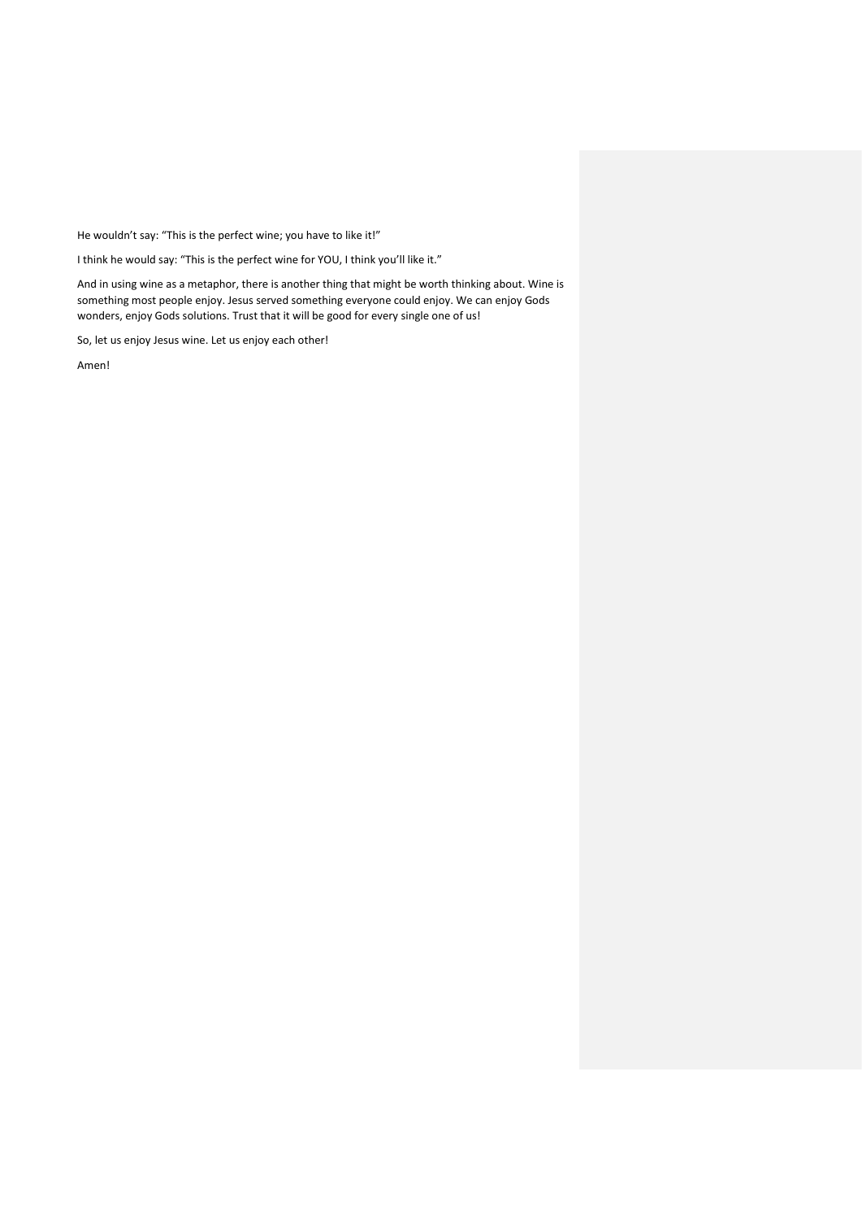He wouldn't say: "This is the perfect wine; you have to like it!"

I think he would say: "This is the perfect wine for YOU, I think you'll like it."

And in using wine as a metaphor, there is another thing that might be worth thinking about. Wine is something most people enjoy. Jesus served something everyone could enjoy. We can enjoy Gods wonders, enjoy Gods solutions. Trust that it will be good for every single one of us!

So, let us enjoy Jesus wine. Let us enjoy each other!

Amen!